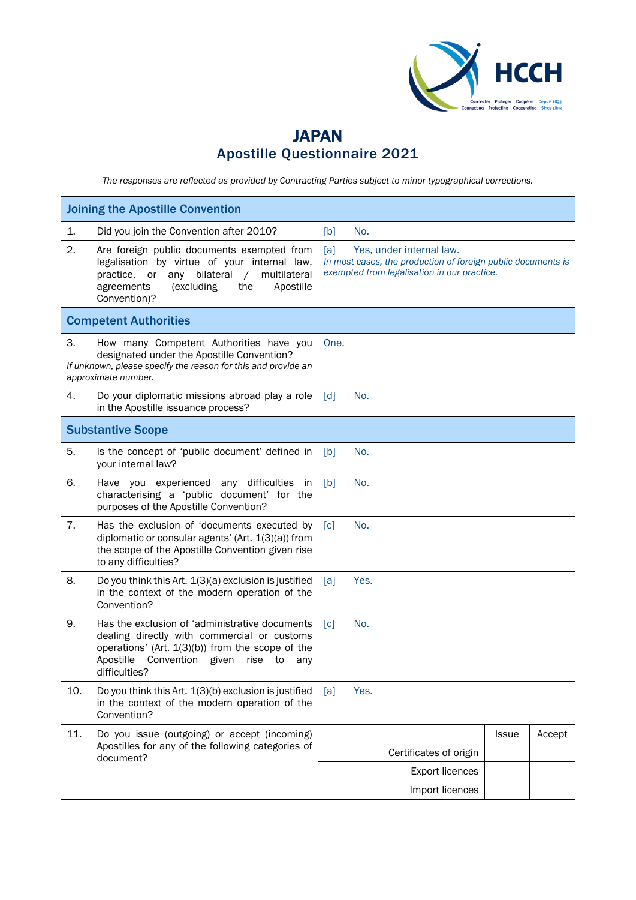# JAPAN

## Apostille Questionnaire 2021

*The responses are reflected as provided by Contracting Parties subject to minor typographical corrections.*

| **Joining the Apostille Convention** | | | |
|---|---|---|---|
| 1. Did you join the Convention after 2010? | [b] No. | | |
| 2. Are foreign public documents exempted from legalisation by virtue of your internal law, practice, or any bilateral / multilateral agreements (excluding the Apostille Convention)? | [a] Yes, under internal law. *In most cases, the production of foreign public documents is exempted from legalisation in our practice.* | | |
| **Competent Authorities** | | | |
| 3. How many Competent Authorities have you designated under the Apostille Convention? *If unknown, please specify the reason for this and provide an approximate number.* | One. | | |
| 4. Do your diplomatic missions abroad play a role in the Apostille issuance process? | [d] No. | | |
| **Substantive Scope** | | | |
| 5. Is the concept of 'public document' defined in your internal law? | [b] No. | | |
| 6. Have you experienced any difficulties in characterising a 'public document' for the purposes of the Apostille Convention? | [b] No. | | |
| 7. Has the exclusion of 'documents executed by diplomatic or consular agents' (Art. 1(3)(a)) from the scope of the Apostille Convention given rise to any difficulties? | [c] No. | | |
| 8. Do you think this Art. 1(3)(a) exclusion is justified in the context of the modern operation of the Convention? | [a] Yes. | | |
| 9. Has the exclusion of 'administrative documents dealing directly with commercial or customs operations' (Art. 1(3)(b)) from the scope of the Apostille Convention given rise to any difficulties? | [c] No. | | |
| 10. Do you think this Art. 1(3)(b) exclusion is justified in the context of the modern operation of the Convention? | [a] Yes. | | |
| 11. Do you issue (outgoing) or accept (incoming) Apostilles for any of the following categories of document? | | Issue | Accept |
| | Certificates of origin | | |
| | Export licences | | |
| | Import licences | | |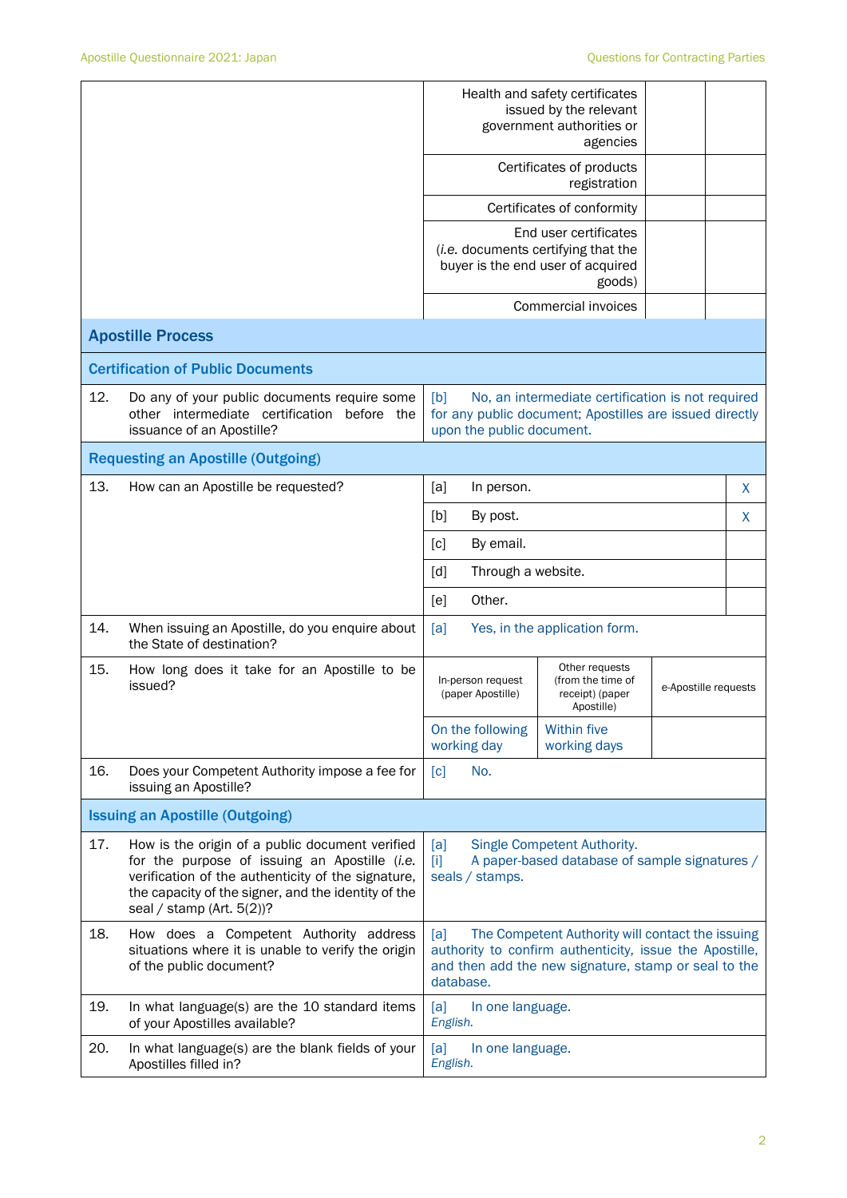| | | | |
|---|---|---|---|
| | Health and safety certificates issued by the relevant government authorities or agencies | | |
| | Certificates of products registration | | |
| | Certificates of conformity | | |
| | End user certificates (*i.e.* documents certifying that the buyer is the end user of acquired goods) | | |
| | Commercial invoices | | |

## Apostille Process

### Certification of Public Documents

| | |
|---|---|
| 12. Do any of your public documents require some other intermediate certification before the issuance of an Apostille? | [b] No, an intermediate certification is not required for any public document; Apostilles are issued directly upon the public document. |

### Requesting an Apostille (Outgoing)

| | | |
|---|---|---|
| 13. How can an Apostille be requested? | [a] In person. | X |
| | [b] By post. | X |
| | [c] By email. | |
| | [d] Through a website. | |
| | [e] Other. | |
| 14. When issuing an Apostille, do you enquire about the State of destination? | [a] Yes, in the application form. | |

| | | | |
|---|---|---|---|
| 15. How long does it take for an Apostille to be issued? | In-person request (paper Apostille) | Other requests (from the time of receipt) (paper Apostille) | e-Apostille requests |
| | On the following working day | Within five working days | |
| 16. Does your Competent Authority impose a fee for issuing an Apostille? | [c] No. | | |

### Issuing an Apostille (Outgoing)

| | |
|---|---|
| 17. How is the origin of a public document verified for the purpose of issuing an Apostille (*i.e.* verification of the authenticity of the signature, the capacity of the signer, and the identity of the seal / stamp (Art. 5(2))? | [a] Single Competent Authority.<br>[i] A paper-based database of sample signatures / seals / stamps. |
| 18. How does a Competent Authority address situations where it is unable to verify the origin of the public document? | [a] The Competent Authority will contact the issuing authority to confirm authenticity, issue the Apostille, and then add the new signature, stamp or seal to the database. |
| 19. In what language(s) are the 10 standard items of your Apostilles available? | [a] In one language.<br>*English.* |
| 20. In what language(s) are the blank fields of your Apostilles filled in? | [a] In one language.<br>*English.* |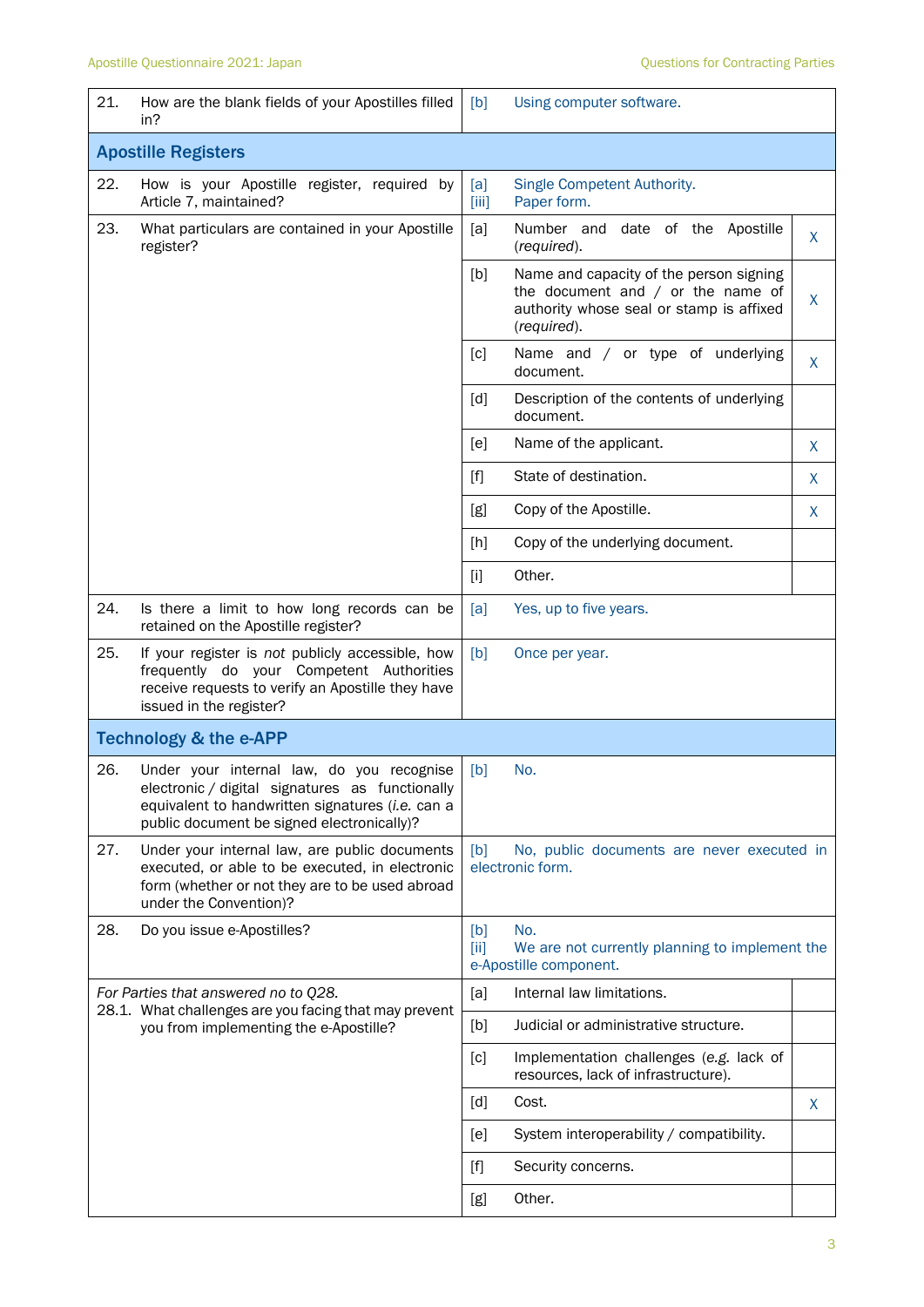| | | | |
|---|---|---|---|
| 21. How are the blank fields of your Apostilles filled in? | [b] Using computer software. | | |
| **Apostille Registers** | | | |
| 22. How is your Apostille register, required by Article 7, maintained? | [a] Single Competent Authority.<br>[iii] Paper form. | | |
| 23. What particulars are contained in your Apostille register? | [a] | Number and date of the Apostille (*required*). | X |
| | [b] | Name and capacity of the person signing the document and / or the name of authority whose seal or stamp is affixed (*required*). | X |
| | [c] | Name and / or type of underlying document. | X |
| | [d] | Description of the contents of underlying document. | |
| | [e] | Name of the applicant. | X |
| | [f] | State of destination. | X |
| | [g] | Copy of the Apostille. | X |
| | [h] | Copy of the underlying document. | |
| | [i] | Other. | |
| 24. Is there a limit to how long records can be retained on the Apostille register? | [a] Yes, up to five years. | | |
| 25. If your register is *not* publicly accessible, how frequently do your Competent Authorities receive requests to verify an Apostille they have issued in the register? | [b] Once per year. | | |
| **Technology & the e-APP** | | | |
| 26. Under your internal law, do you recognise electronic / digital signatures as functionally equivalent to handwritten signatures (*i.e.* can a public document be signed electronically)? | [b] No. | | |
| 27. Under your internal law, are public documents executed, or able to be executed, in electronic form (whether or not they are to be used abroad under the Convention)? | [b] No, public documents are never executed in electronic form. | | |
| 28. Do you issue e-Apostilles? | [b] No.<br>[ii] We are not currently planning to implement the e-Apostille component. | | |
| *For Parties that answered no to Q28.*<br>28.1. What challenges are you facing that may prevent you from implementing the e-Apostille? | [a] | Internal law limitations. | |
| | [b] | Judicial or administrative structure. | |
| | [c] | Implementation challenges (*e.g.* lack of resources, lack of infrastructure). | |
| | [d] | Cost. | X |
| | [e] | System interoperability / compatibility. | |
| | [f] | Security concerns. | |
| | [g] | Other. | |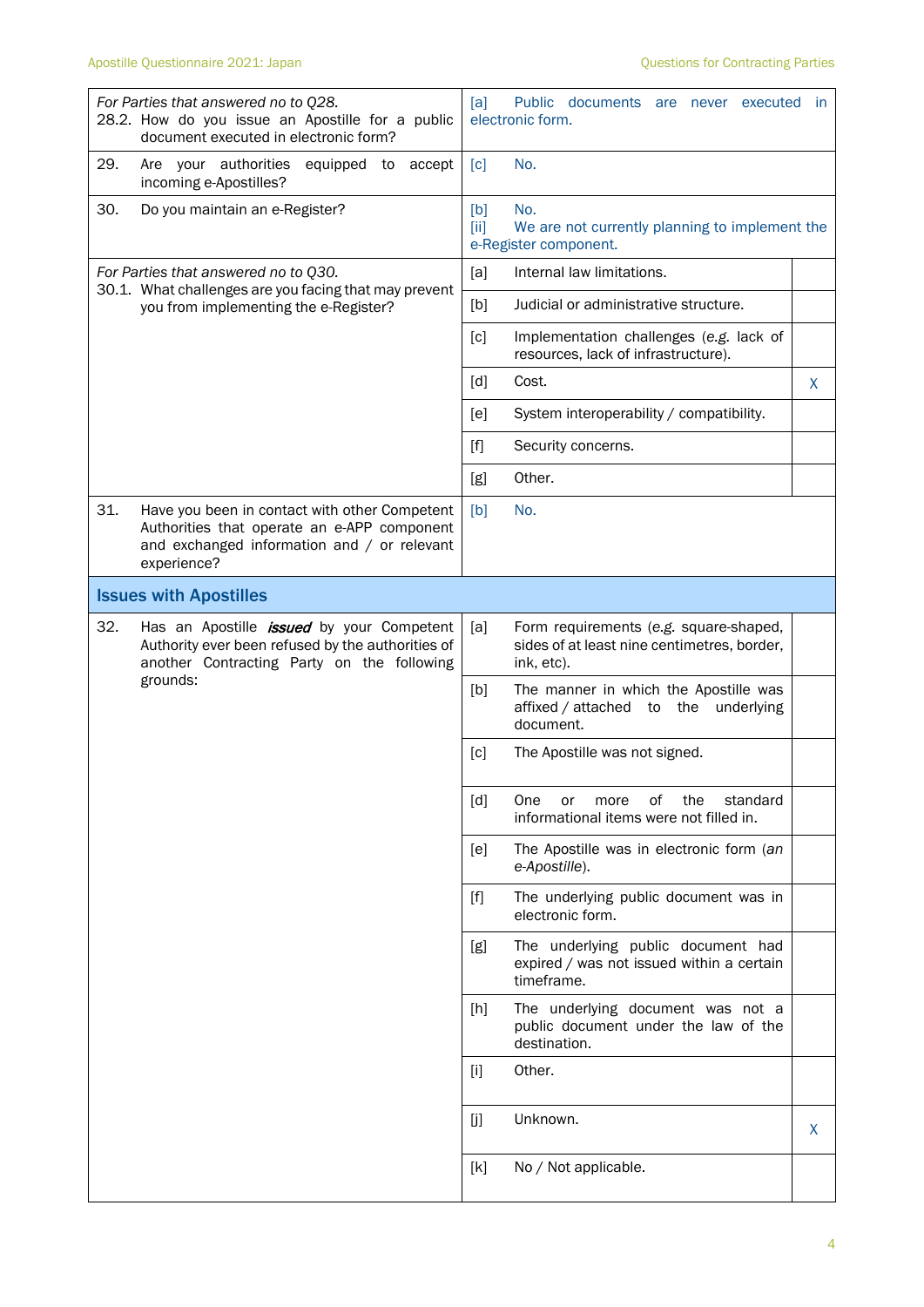| Question | Answer | |
|---|---|---|
| *For Parties that answered no to Q28.* 28.2. How do you issue an Apostille for a public document executed in electronic form? | [a] Public documents are never executed in electronic form. | |
| 29. Are your authorities equipped to accept incoming e-Apostilles? | [c] No. | |
| 30. Do you maintain an e-Register? | [b] No. [ii] We are not currently planning to implement the e-Register component. | |
| *For Parties that answered no to Q30.* 30.1. What challenges are you facing that may prevent you from implementing the e-Register? | [a] Internal law limitations. | |
| | [b] Judicial or administrative structure. | |
| | [c] Implementation challenges (*e.g.* lack of resources, lack of infrastructure). | |
| | [d] Cost. | X |
| | [e] System interoperability / compatibility. | |
| | [f] Security concerns. | |
| | [g] Other. | |
| 31. Have you been in contact with other Competent Authorities that operate an e-APP component and exchanged information and / or relevant experience? | [b] No. | |
| **Issues with Apostilles** | | |
| 32. Has an Apostille ***issued*** by your Competent Authority ever been refused by the authorities of another Contracting Party on the following grounds: | [a] Form requirements (e.g. square-shaped, sides of at least nine centimetres, border, ink, etc). | |
| | [b] The manner in which the Apostille was affixed / attached to the underlying document. | |
| | [c] The Apostille was not signed. | |
| | [d] One or more of the standard informational items were not filled in. | |
| | [e] The Apostille was in electronic form (*an e-Apostille*). | |
| | [f] The underlying public document was in electronic form. | |
| | [g] The underlying public document had expired / was not issued within a certain timeframe. | |
| | [h] The underlying document was not a public document under the law of the destination. | |
| | [i] Other. | |
| | [j] Unknown. | X |
| | [k] No / Not applicable. | |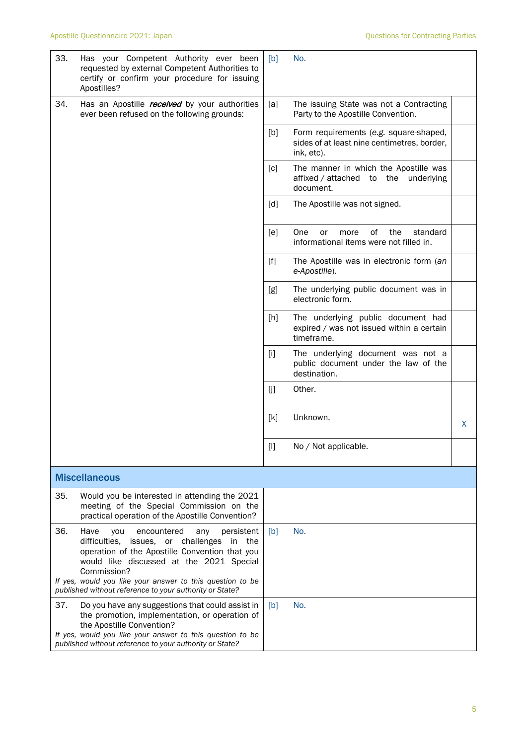| | | | |
|---|---|---|---|
| 33. Has your Competent Authority ever been requested by external Competent Authorities to certify or confirm your procedure for issuing Apostilles? | [b] | No. | |
| 34. Has an Apostille ***received*** by your authorities ever been refused on the following grounds: | [a] | The issuing State was not a Contracting Party to the Apostille Convention. | |
| | [b] | Form requirements (*e.g.* square-shaped, sides of at least nine centimetres, border, ink, etc). | |
| | [c] | The manner in which the Apostille was affixed / attached to the underlying document. | |
| | [d] | The Apostille was not signed. | |
| | [e] | One or more of the standard informational items were not filled in. | |
| | [f] | The Apostille was in electronic form (*an e-Apostille*). | |
| | [g] | The underlying public document was in electronic form. | |
| | [h] | The underlying public document had expired / was not issued within a certain timeframe. | |
| | [i] | The underlying document was not a public document under the law of the destination. | |
| | [j] | Other. | |
| | [k] | Unknown. | X |
| | [l] | No / Not applicable. | |

## Miscellaneous

| | | | |
|---|---|---|---|
| 35. Would you be interested in attending the 2021 meeting of the Special Commission on the practical operation of the Apostille Convention? | | | |
| 36. Have you encountered any persistent difficulties, issues, or challenges in the operation of the Apostille Convention that you would like discussed at the 2021 Special Commission? *If yes, would you like your answer to this question to be published without reference to your authority or State?* | [b] | No. | |
| 37. Do you have any suggestions that could assist in the promotion, implementation, or operation of the Apostille Convention? *If yes, would you like your answer to this question to be published without reference to your authority or State?* | [b] | No. | |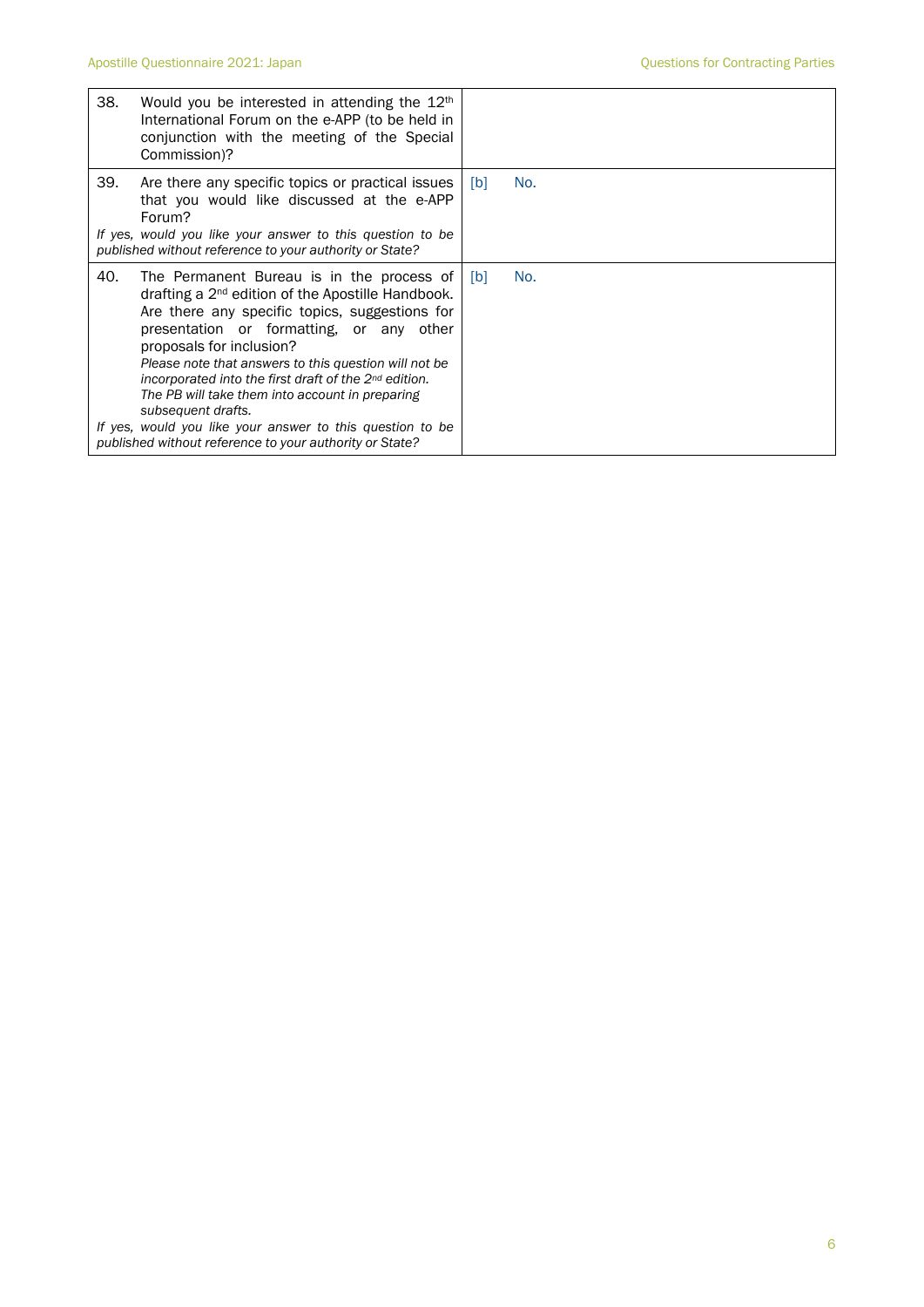| | |
|---|---|
| 38. Would you be interested in attending the 12th International Forum on the e-APP (to be held in conjunction with the meeting of the Special Commission)? | |
| 39. Are there any specific topics or practical issues that you would like discussed at the e-APP Forum?<br>*If yes, would you like your answer to this question to be published without reference to your authority or State?* | [b] No. |
| 40. The Permanent Bureau is in the process of drafting a 2nd edition of the Apostille Handbook. Are there any specific topics, suggestions for presentation or formatting, or any other proposals for inclusion?<br>*Please note that answers to this question will not be incorporated into the first draft of the 2nd edition. The PB will take them into account in preparing subsequent drafts.*<br>*If yes, would you like your answer to this question to be published without reference to your authority or State?* | [b] No. |